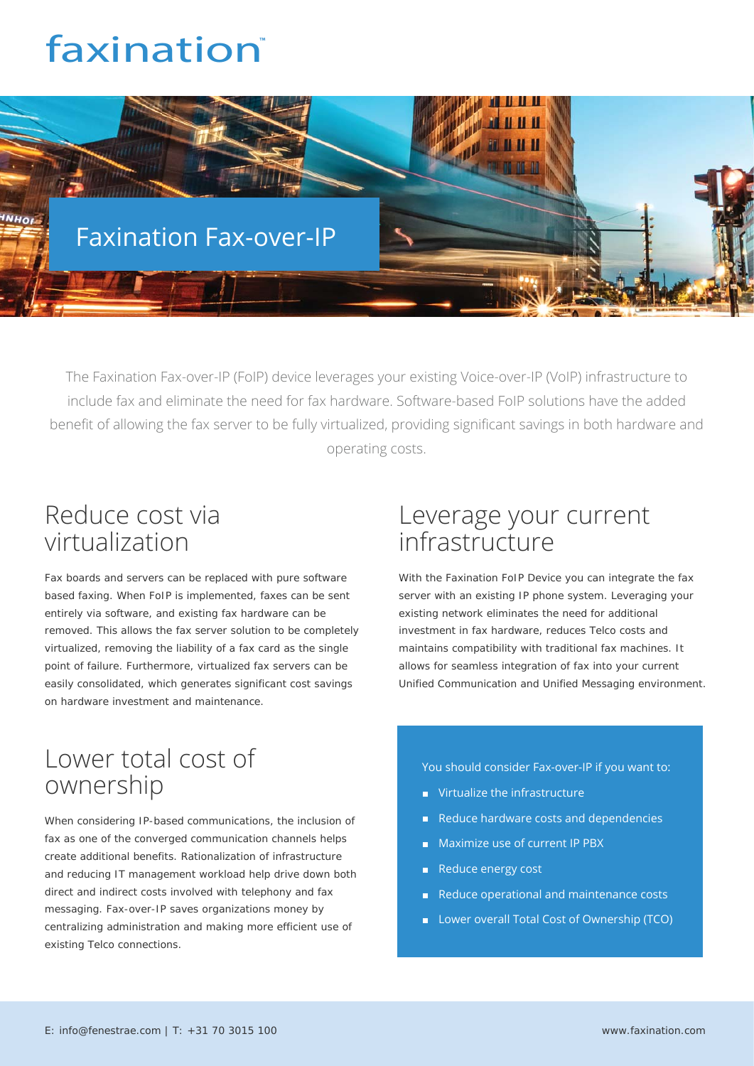faxination™

# Faxination Fax-over-IP

The Faxination Fax-over-IP (FoIP) device leverages your existing Voice-over-IP (VoIP) infrastructure to include fax and eliminate the need for fax hardware. Software-based FoIP solutions have the added benefit of allowing the fax server to be fully virtualized, providing significant savings in both hardware and operating costs.

## Reduce cost via virtualization

Fax boards and servers can be replaced with pure software based faxing. When FoIP is implemented, faxes can be sent entirely via software, and existing fax hardware can be removed. This allows the fax server solution to be completely virtualized, removing the liability of a fax card as the single point of failure. Furthermore, virtualized fax servers can be easily consolidated, which generates significant cost savings on hardware investment and maintenance.

## Lower total cost of ownership

When considering IP-based communications, the inclusion of fax as one of the converged communication channels helps create additional benefits. Rationalization of infrastructure and reducing IT management workload help drive down both direct and indirect costs involved with telephony and fax messaging. Fax-over-IP saves organizations money by centralizing administration and making more efficient use of existing Telco connections.

## Leverage your current infrastructure

With the Faxination FoIP Device you can integrate the fax server with an existing IP phone system. Leveraging your existing network eliminates the need for additional investment in fax hardware, reduces Telco costs and maintains compatibility with traditional fax machines. It allows for seamless integration of fax into your current Unified Communication and Unified Messaging environment.

You should consider Fax-over-IP if you want to:

- Virtualize the infrastructure
- Reduce hardware costs and dependencies
- Maximize use of current IP PBX
- Reduce energy cost
- Reduce operational and maintenance costs
- Lower overall Total Cost of Ownership (TCO)

E: info@fenestrae.com | T: +31 70 3015 100

www.faxination.com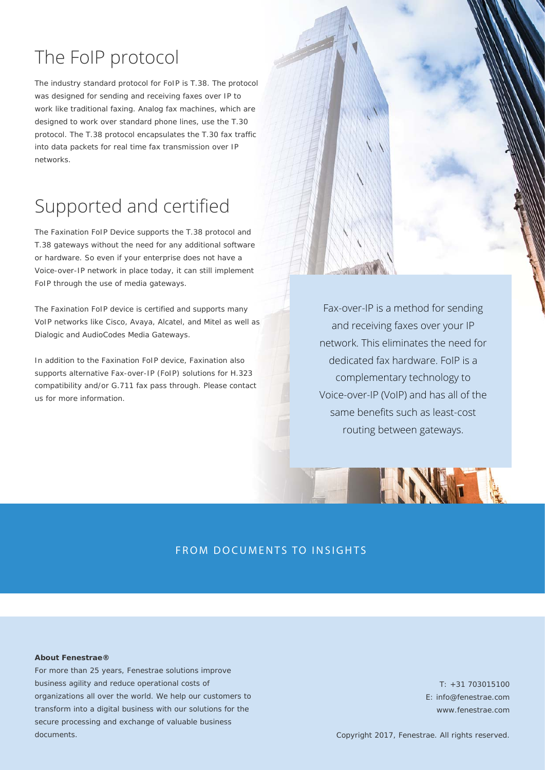## The FoIP protocol

The industry standard protocol for FoIP is T.38. The protocol was designed for sending and receiving faxes over IP to work like traditional faxing. Analog fax machines, which are designed to work over standard phone lines, use the T.30 protocol. The T.38 protocol encapsulates the T.30 fax traffic into data packets for real time fax transmission over IP networks.

## Supported and certified

The Faxination FoIP Device supports the T.38 protocol and T.38 gateways without the need for any additional software or hardware. So even if your enterprise does not have a Voice-over-IP network in place today, it can still implement FoIP through the use of media gateways.

The Faxination FoIP device is certified and supports many VoIP networks like Cisco, Avaya, Alcatel, and Mitel as well as Dialogic and AudioCodes Media Gateways.

In addition to the Faxination FoIP device, Faxination also supports alternative Fax-over-IP (FoIP) solutions for H.323 compatibility and/or G.711 fax pass through. Please contact us for more information.

Fax-over-IP is a method for sending and receiving faxes over your IP network. This eliminates the need for dedicated fax hardware. FoIP is a complementary technology to Voice-over-IP (VoIP) and has all of the same benefits such as least-cost routing between gateways.

FROM DOCUMENTS TO INSIGHTS

**About Fenestrae®**

For more than 25 years, Fenestrae solutions improve business agility and reduce operational costs of organizations all over the world. We help our customers to transform into a digital business with our solutions for the secure processing and exchange of valuable business documents.

T: +31 703015100
E: info@fenestrae.com
www.fenestrae.com

Copyright 2017, Fenestrae. All rights reserved.